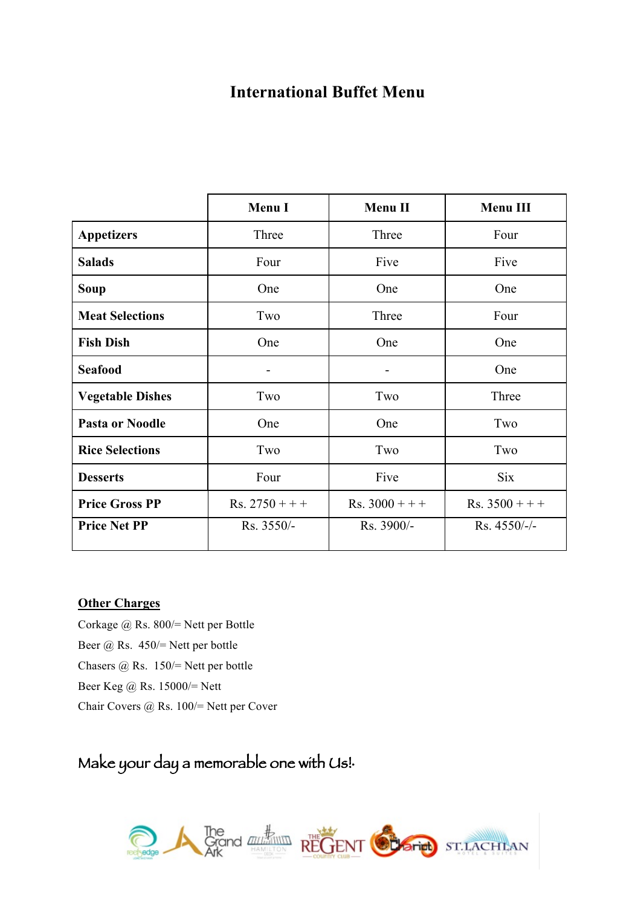# International Buffet Menu

| | Menu I | Menu II | Menu III |
|---|---|---|---|
| **Appetizers** | Three | Three | Four |
| **Salads** | Four | Five | Five |
| **Soup** | One | One | One |
| **Meat Selections** | Two | Three | Four |
| **Fish Dish** | One | One | One |
| **Seafood** | - | - | One |
| **Vegetable Dishes** | Two | Two | Three |
| **Pasta or Noodle** | One | One | Two |
| **Rice Selections** | Two | Two | Two |
| **Desserts** | Four | Five | Six |
| **Price Gross PP** | Rs. 2750 + + + | Rs. 3000 + + + | Rs. 3500 + + + |
| **Price Net PP** | Rs. 3550/- | Rs. 3900/- | Rs. 4550/-/- |

**Other Charges**

Corkage @ Rs. 800/= Nett per Bottle

Beer @ Rs. 450/= Nett per bottle

Chasers @ Rs. 150/= Nett per bottle

Beer Keg @ Rs. 15000/= Nett

Chair Covers @ Rs. 100/= Nett per Cover

Make your day a memorable one with Us!.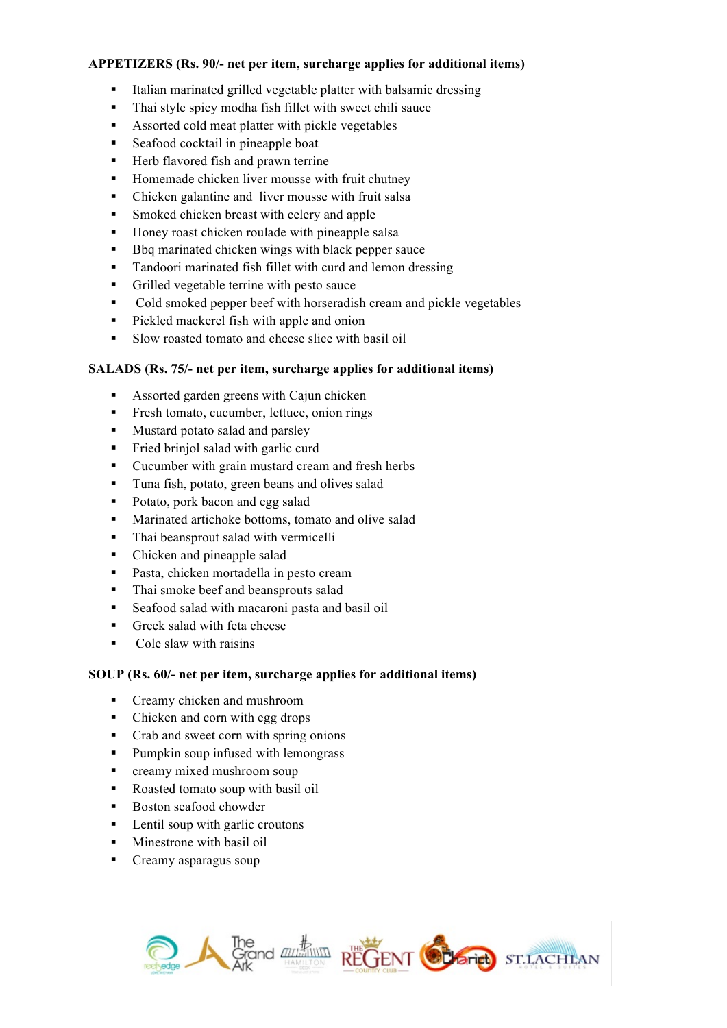**APPETIZERS (Rs. 90/- net per item, surcharge applies for additional items)**

- Italian marinated grilled vegetable platter with balsamic dressing
- Thai style spicy modha fish fillet with sweet chili sauce
- Assorted cold meat platter with pickle vegetables
- Seafood cocktail in pineapple boat
- Herb flavored fish and prawn terrine
- Homemade chicken liver mousse with fruit chutney
- Chicken galantine and liver mousse with fruit salsa
- Smoked chicken breast with celery and apple
- Honey roast chicken roulade with pineapple salsa
- Bbq marinated chicken wings with black pepper sauce
- Tandoori marinated fish fillet with curd and lemon dressing
- Grilled vegetable terrine with pesto sauce
- Cold smoked pepper beef with horseradish cream and pickle vegetables
- Pickled mackerel fish with apple and onion
- Slow roasted tomato and cheese slice with basil oil

**SALADS (Rs. 75/- net per item, surcharge applies for additional items)**

- Assorted garden greens with Cajun chicken
- Fresh tomato, cucumber, lettuce, onion rings
- Mustard potato salad and parsley
- Fried brinjol salad with garlic curd
- Cucumber with grain mustard cream and fresh herbs
- Tuna fish, potato, green beans and olives salad
- Potato, pork bacon and egg salad
- Marinated artichoke bottoms, tomato and olive salad
- Thai beansprout salad with vermicelli
- Chicken and pineapple salad
- Pasta, chicken mortadella in pesto cream
- Thai smoke beef and beansprouts salad
- Seafood salad with macaroni pasta and basil oil
- Greek salad with feta cheese
- Cole slaw with raisins

**SOUP (Rs. 60/- net per item, surcharge applies for additional items)**

- Creamy chicken and mushroom
- Chicken and corn with egg drops
- Crab and sweet corn with spring onions
- Pumpkin soup infused with lemongrass
- creamy mixed mushroom soup
- Roasted tomato soup with basil oil
- Boston seafood chowder
- Lentil soup with garlic croutons
- Minestrone with basil oil
- Creamy asparagus soup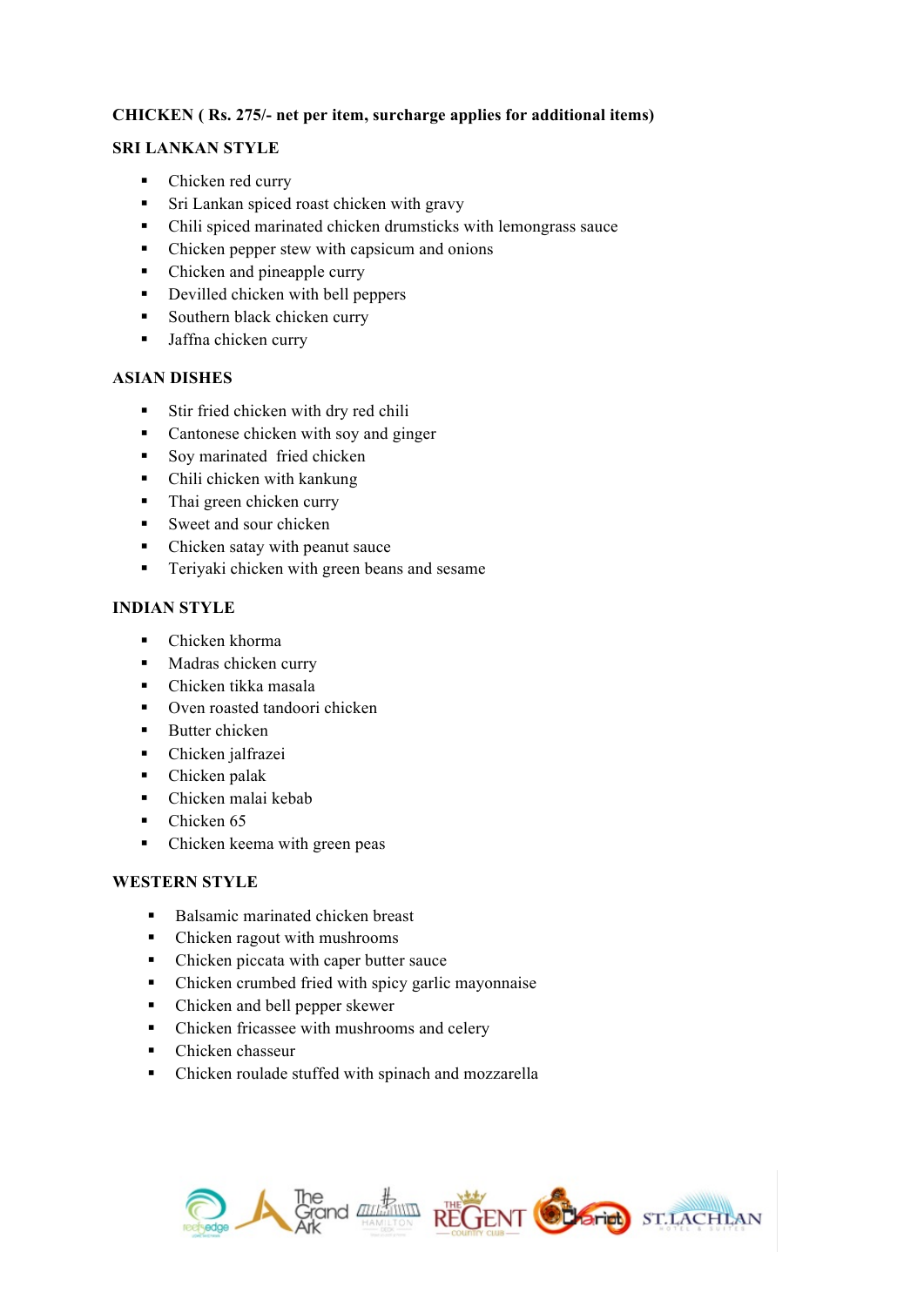**CHICKEN ( Rs. 275/- net per item, surcharge applies for additional items)**

**SRI LANKAN STYLE**

- Chicken red curry
- Sri Lankan spiced roast chicken with gravy
- Chili spiced marinated chicken drumsticks with lemongrass sauce
- Chicken pepper stew with capsicum and onions
- Chicken and pineapple curry
- Devilled chicken with bell peppers
- Southern black chicken curry
- Jaffna chicken curry

**ASIAN DISHES**

- Stir fried chicken with dry red chili
- Cantonese chicken with soy and ginger
- Soy marinated fried chicken
- Chili chicken with kankung
- Thai green chicken curry
- Sweet and sour chicken
- Chicken satay with peanut sauce
- Teriyaki chicken with green beans and sesame

**INDIAN STYLE**

- Chicken khorma
- Madras chicken curry
- Chicken tikka masala
- Oven roasted tandoori chicken
- Butter chicken
- Chicken jalfrazei
- Chicken palak
- Chicken malai kebab
- Chicken 65
- Chicken keema with green peas

**WESTERN STYLE**

- Balsamic marinated chicken breast
- Chicken ragout with mushrooms
- Chicken piccata with caper butter sauce
- Chicken crumbed fried with spicy garlic mayonnaise
- Chicken and bell pepper skewer
- Chicken fricassee with mushrooms and celery
- Chicken chasseur
- Chicken roulade stuffed with spinach and mozzarella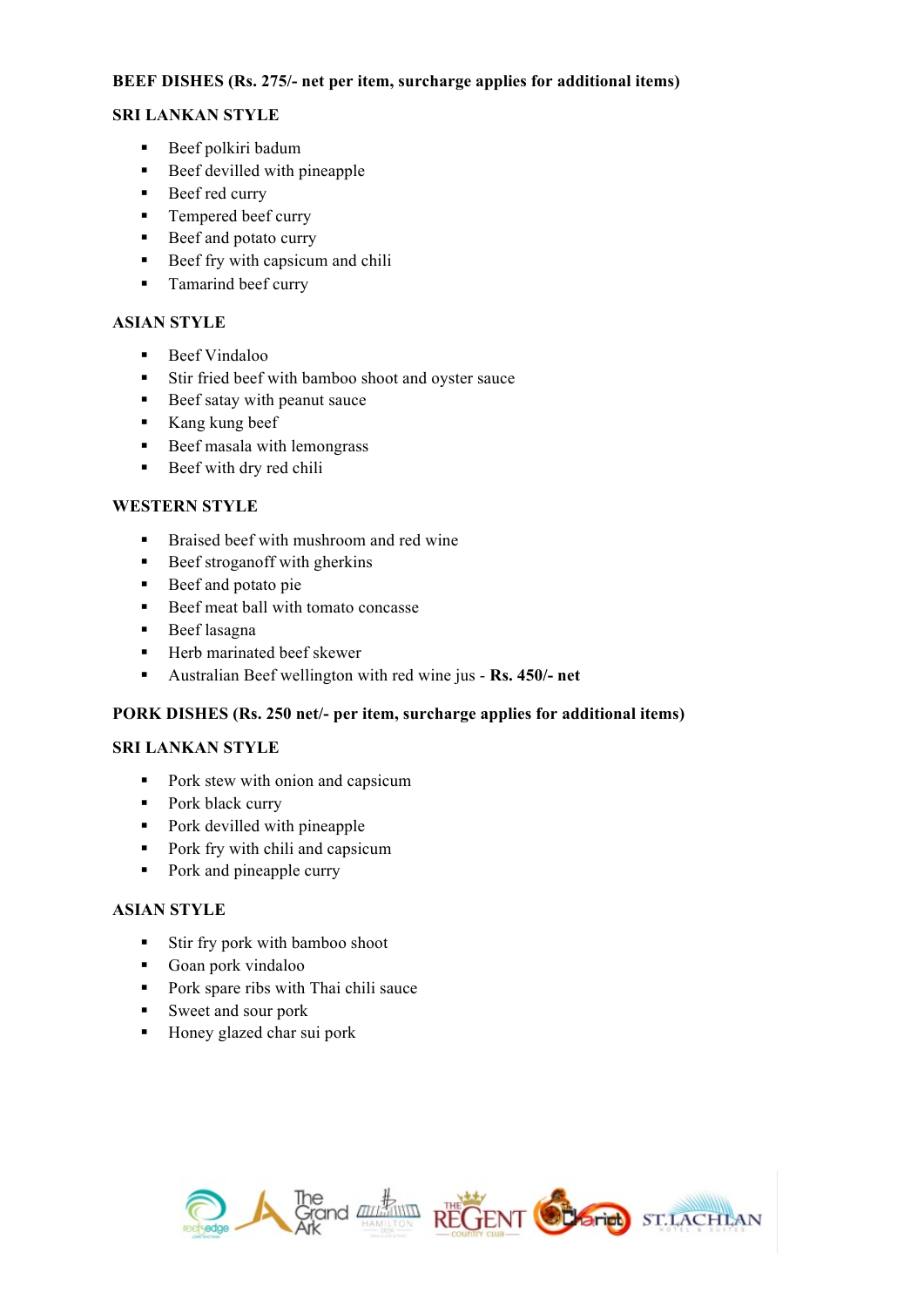**BEEF DISHES (Rs. 275/- net per item, surcharge applies for additional items)**

**SRI LANKAN STYLE**

- Beef polkiri badum
- Beef devilled with pineapple
- Beef red curry
- Tempered beef curry
- Beef and potato curry
- Beef fry with capsicum and chili
- Tamarind beef curry

**ASIAN STYLE**

- Beef Vindaloo
- Stir fried beef with bamboo shoot and oyster sauce
- Beef satay with peanut sauce
- Kang kung beef
- Beef masala with lemongrass
- Beef with dry red chili

**WESTERN STYLE**

- Braised beef with mushroom and red wine
- Beef stroganoff with gherkins
- Beef and potato pie
- Beef meat ball with tomato concasse
- Beef lasagna
- Herb marinated beef skewer
- Australian Beef wellington with red wine jus - **Rs. 450/- net**

**PORK DISHES (Rs. 250 net/- per item, surcharge applies for additional items)**

**SRI LANKAN STYLE**

- Pork stew with onion and capsicum
- Pork black curry
- Pork devilled with pineapple
- Pork fry with chili and capsicum
- Pork and pineapple curry

**ASIAN STYLE**

- Stir fry pork with bamboo shoot
- Goan pork vindaloo
- Pork spare ribs with Thai chili sauce
- Sweet and sour pork
- Honey glazed char sui pork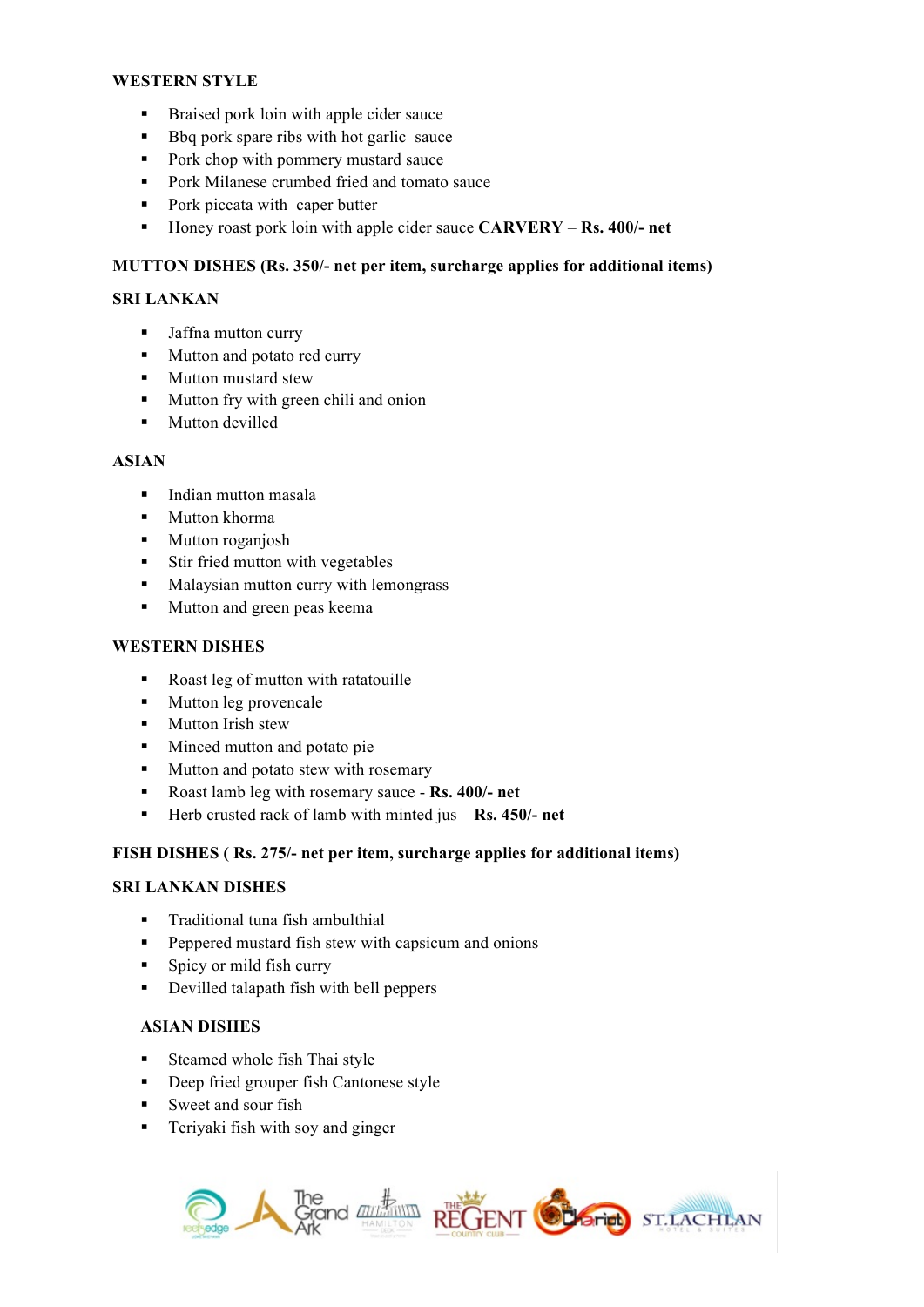**WESTERN STYLE**

- Braised pork loin with apple cider sauce
- Bbq pork spare ribs with hot garlic  sauce
- Pork chop with pommery mustard sauce
- Pork Milanese crumbed fried and tomato sauce
- Pork piccata with  caper butter
- Honey roast pork loin with apple cider sauce **CARVERY** – **Rs. 400/- net**

**MUTTON DISHES (Rs. 350/- net per item, surcharge applies for additional items)**

**SRI LANKAN**

- Jaffna mutton curry
- Mutton and potato red curry
- Mutton mustard stew
- Mutton fry with green chili and onion
- Mutton devilled

**ASIAN**

- Indian mutton masala
- Mutton khorma
- Mutton roganjosh
- Stir fried mutton with vegetables
- Malaysian mutton curry with lemongrass
- Mutton and green peas keema

**WESTERN DISHES**

- Roast leg of mutton with ratatouille
- Mutton leg provencale
- Mutton Irish stew
- Minced mutton and potato pie
- Mutton and potato stew with rosemary
- Roast lamb leg with rosemary sauce - **Rs. 400/- net**
- Herb crusted rack of lamb with minted jus – **Rs. 450/- net**

**FISH DISHES ( Rs. 275/- net per item, surcharge applies for additional items)**

**SRI LANKAN DISHES**

- Traditional tuna fish ambulthial
- Peppered mustard fish stew with capsicum and onions
- Spicy or mild fish curry
- Devilled talapath fish with bell peppers

**ASIAN DISHES**

- Steamed whole fish Thai style
- Deep fried grouper fish Cantonese style
- Sweet and sour fish
- Teriyaki fish with soy and ginger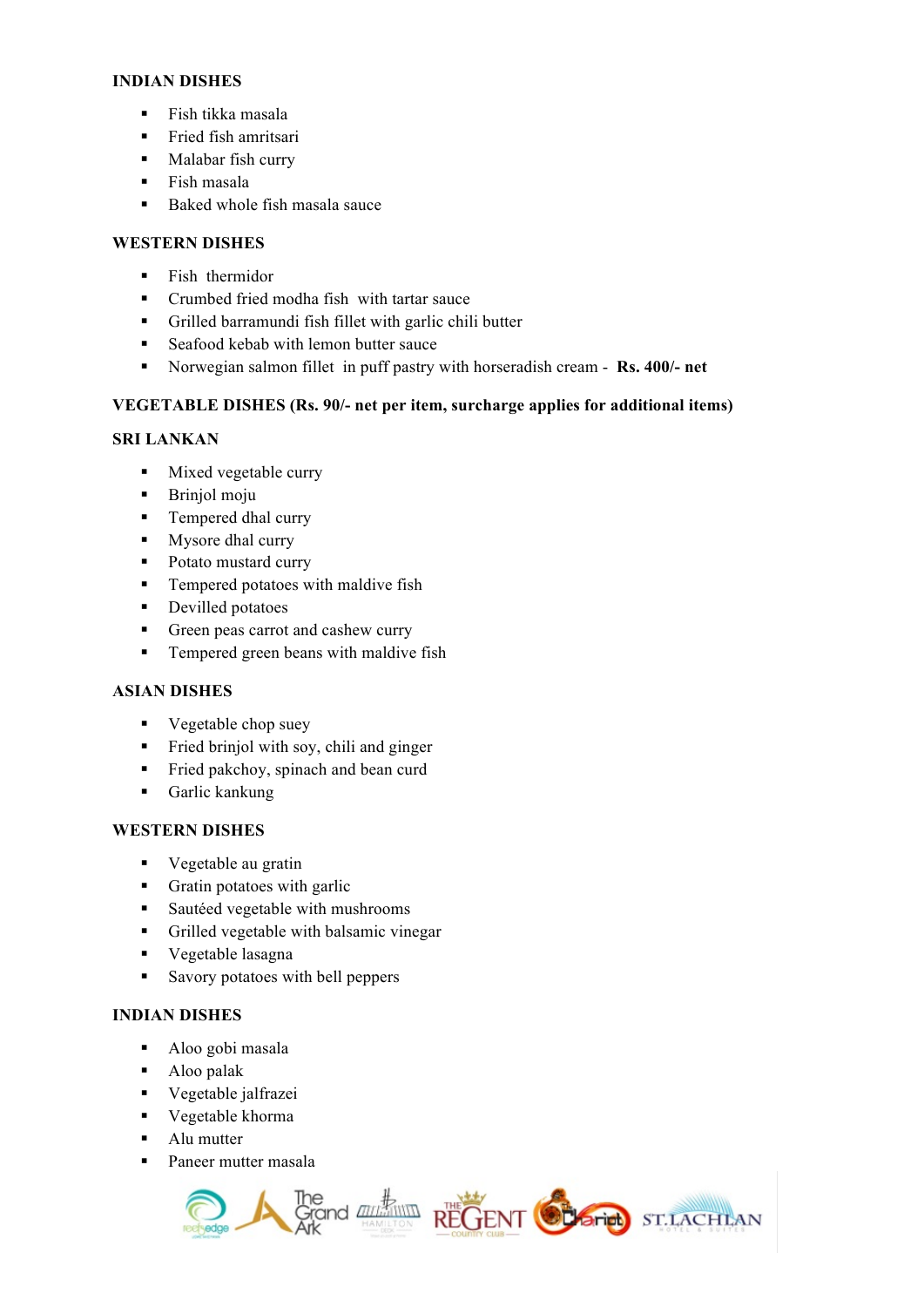**INDIAN DISHES**

- Fish tikka masala
- Fried fish amritsari
- Malabar fish curry
- Fish masala
- Baked whole fish masala sauce

**WESTERN DISHES**

- Fish thermidor
- Crumbed fried modha fish with tartar sauce
- Grilled barramundi fish fillet with garlic chili butter
- Seafood kebab with lemon butter sauce
- Norwegian salmon fillet in puff pastry with horseradish cream - **Rs. 400/- net**

**VEGETABLE DISHES (Rs. 90/- net per item, surcharge applies for additional items)**

**SRI LANKAN**

- Mixed vegetable curry
- Brinjol moju
- Tempered dhal curry
- Mysore dhal curry
- Potato mustard curry
- Tempered potatoes with maldive fish
- Devilled potatoes
- Green peas carrot and cashew curry
- Tempered green beans with maldive fish

**ASIAN DISHES**

- Vegetable chop suey
- Fried brinjol with soy, chili and ginger
- Fried pakchoy, spinach and bean curd
- Garlic kankung

**WESTERN DISHES**

- Vegetable au gratin
- Gratin potatoes with garlic
- Sautéed vegetable with mushrooms
- Grilled vegetable with balsamic vinegar
- Vegetable lasagna
- Savory potatoes with bell peppers

**INDIAN DISHES**

- Aloo gobi masala
- Aloo palak
- Vegetable jalfrazei
- Vegetable khorma
- Alu mutter
- Paneer mutter masala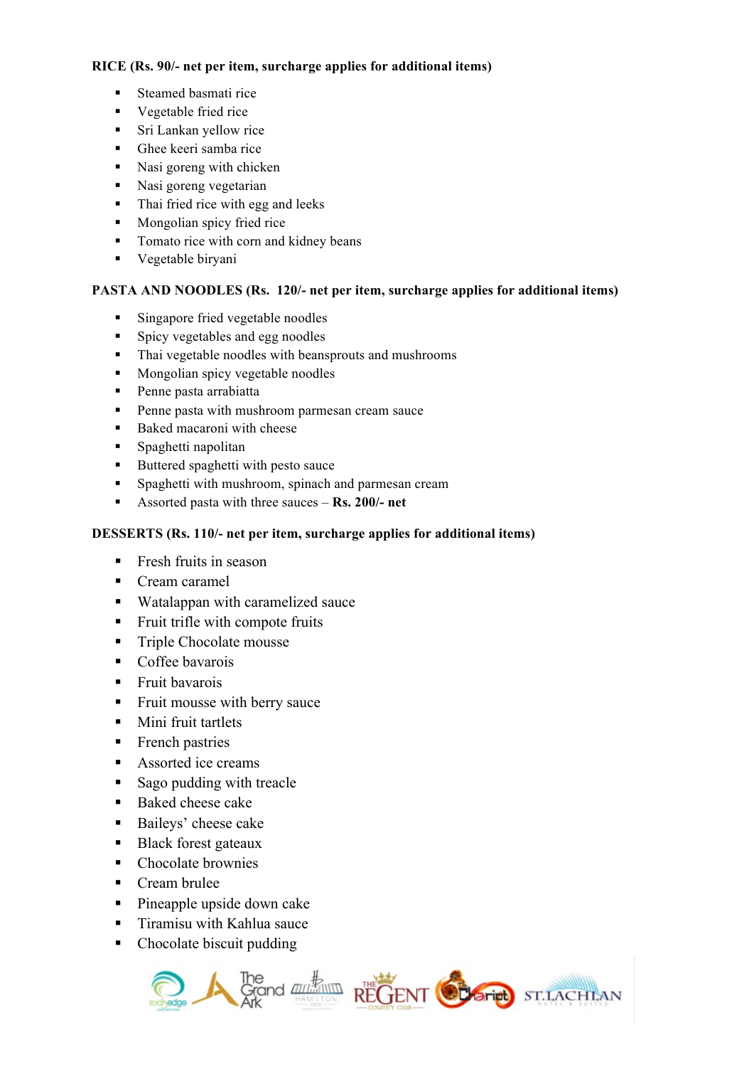**RICE (Rs. 90/- net per item, surcharge applies for additional items)**

- Steamed basmati rice
- Vegetable fried rice
- Sri Lankan yellow rice
- Ghee keeri samba rice
- Nasi goreng with chicken
- Nasi goreng vegetarian
- Thai fried rice with egg and leeks
- Mongolian spicy fried rice
- Tomato rice with corn and kidney beans
- Vegetable biryani

**PASTA AND NOODLES (Rs. 120/- net per item, surcharge applies for additional items)**

- Singapore fried vegetable noodles
- Spicy vegetables and egg noodles
- Thai vegetable noodles with beansprouts and mushrooms
- Mongolian spicy vegetable noodles
- Penne pasta arrabiatta
- Penne pasta with mushroom parmesan cream sauce
- Baked macaroni with cheese
- Spaghetti napolitan
- Buttered spaghetti with pesto sauce
- Spaghetti with mushroom, spinach and parmesan cream
- Assorted pasta with three sauces – **Rs. 200/- net**

**DESSERTS (Rs. 110/- net per item, surcharge applies for additional items)**

- Fresh fruits in season
- Cream caramel
- Watalappan with caramelized sauce
- Fruit trifle with compote fruits
- Triple Chocolate mousse
- Coffee bavarois
- Fruit bavarois
- Fruit mousse with berry sauce
- Mini fruit tartlets
- French pastries
- Assorted ice creams
- Sago pudding with treacle
- Baked cheese cake
- Baileys' cheese cake
- Black forest gateaux
- Chocolate brownies
- Cream brulee
- Pineapple upside down cake
- Tiramisu with Kahlua sauce
- Chocolate biscuit pudding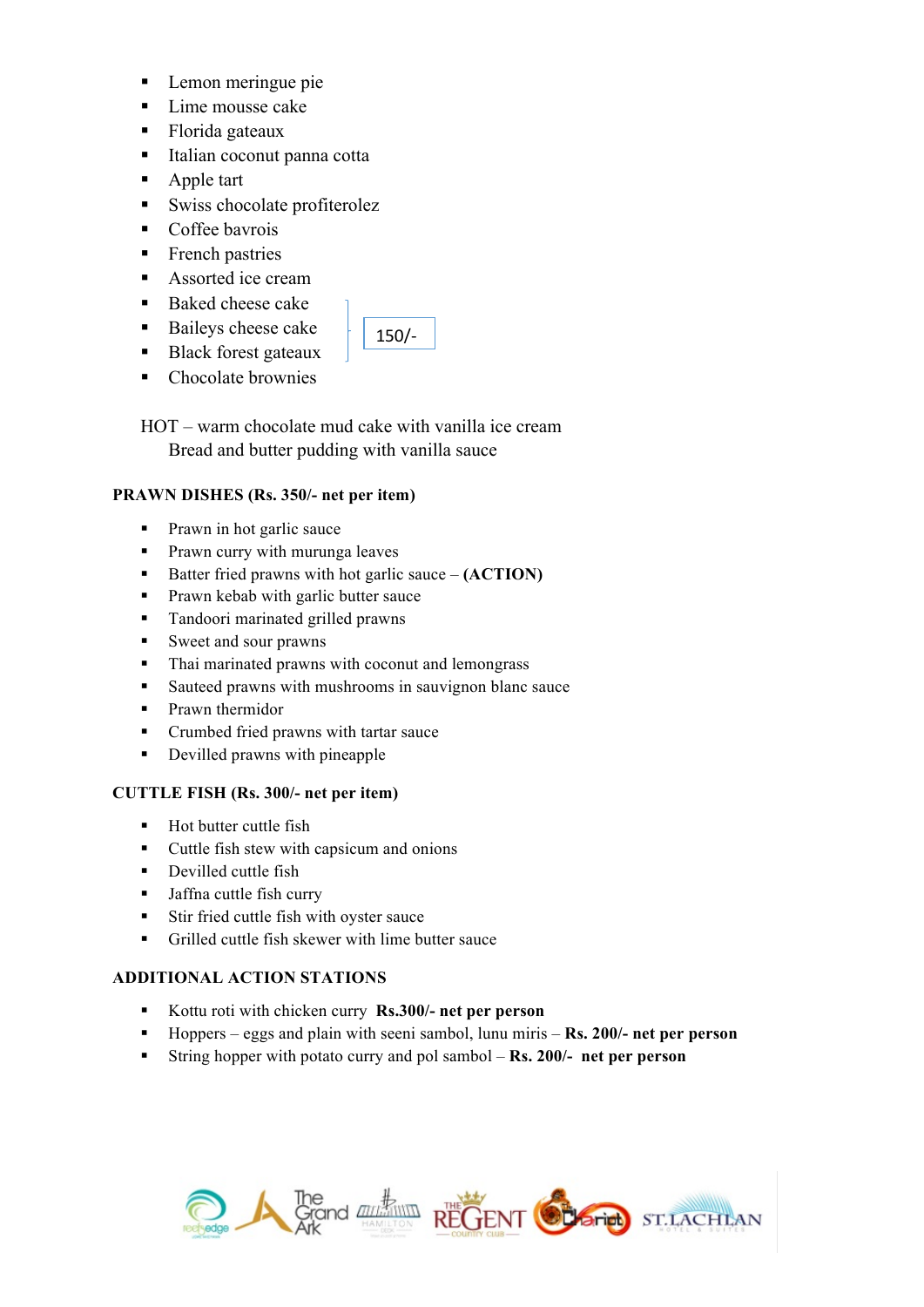- Lemon meringue pie
- Lime mousse cake
- Florida gateaux
- Italian coconut panna cotta
- Apple tart
- Swiss chocolate profiterolez
- Coffee bavrois
- French pastries
- Assorted ice cream
- Baked cheese cake
- Baileys cheese cake
- Black forest gateaux
- Chocolate brownies

150/-

HOT – warm chocolate mud cake with vanilla ice cream
Bread and butter pudding with vanilla sauce

**PRAWN DISHES (Rs. 350/- net per item)**

- Prawn in hot garlic sauce
- Prawn curry with murunga leaves
- Batter fried prawns with hot garlic sauce – **(ACTION)**
- Prawn kebab with garlic butter sauce
- Tandoori marinated grilled prawns
- Sweet and sour prawns
- Thai marinated prawns with coconut and lemongrass
- Sauteed prawns with mushrooms in sauvignon blanc sauce
- Prawn thermidor
- Crumbed fried prawns with tartar sauce
- Devilled prawns with pineapple

**CUTTLE FISH (Rs. 300/- net per item)**

- Hot butter cuttle fish
- Cuttle fish stew with capsicum and onions
- Devilled cuttle fish
- Jaffna cuttle fish curry
- Stir fried cuttle fish with oyster sauce
- Grilled cuttle fish skewer with lime butter sauce

**ADDITIONAL ACTION STATIONS**

- Kottu roti with chicken curry **Rs.300/- net per person**
- Hoppers – eggs and plain with seeni sambol, lunu miris – **Rs. 200/- net per person**
- String hopper with potato curry and pol sambol – **Rs. 200/- net per person**